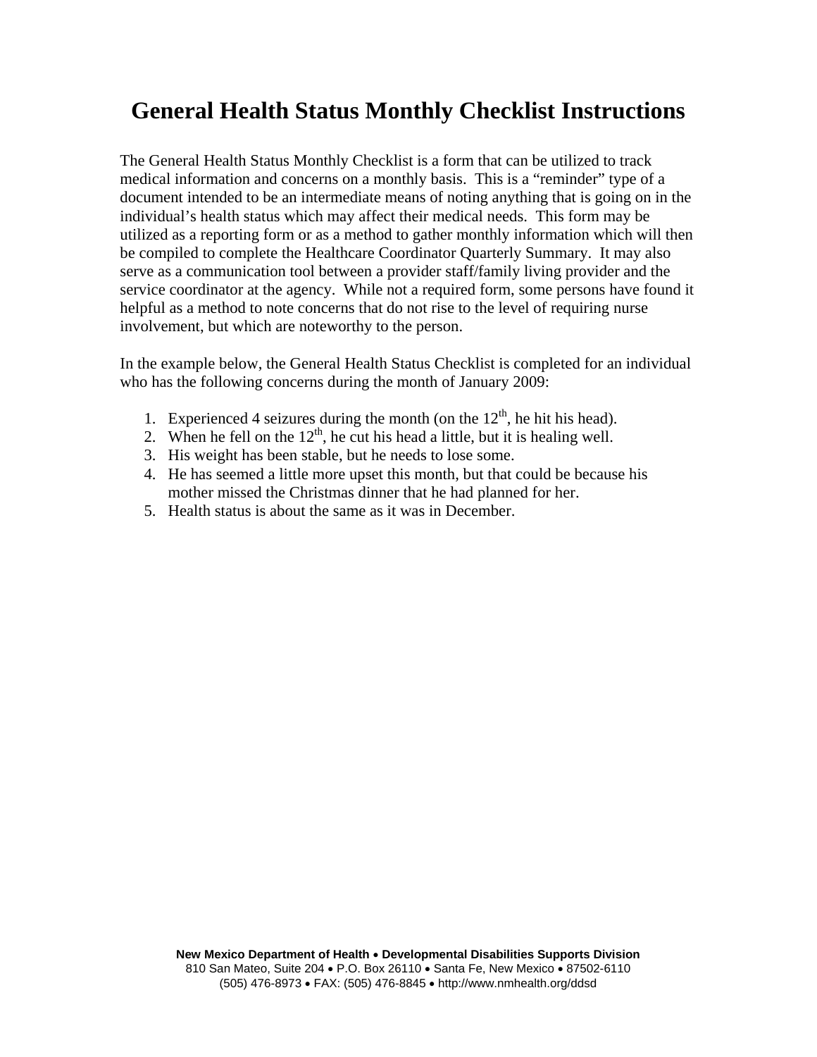# General Health Status Monthly Checklist Instructions

The General Health Status Monthly Checklist is a form that can be utilized to track medical information and concerns on a monthly basis. This is a "reminder" type of a document intended to be an intermediate means of noting anything that is going on in the individual's health status which may affect their medical needs. This form may be utilized as a reporting form or as a method to gather monthly information which will then be compiled to complete the Healthcare Coordinator Quarterly Summary. It may also serve as a communication tool between a provider staff/family living provider and the service coordinator at the agency. While not a required form, some persons have found it helpful as a method to note concerns that do not rise to the level of requiring nurse involvement, but which are noteworthy to the person.

In the example below, the General Health Status Checklist is completed for an individual who has the following concerns during the month of January 2009:

1. Experienced 4 seizures during the month (on the 12th, he hit his head).
2. When he fell on the 12th, he cut his head a little, but it is healing well.
3. His weight has been stable, but he needs to lose some.
4. He has seemed a little more upset this month, but that could be because his mother missed the Christmas dinner that he had planned for her.
5. Health status is about the same as it was in December.

**New Mexico Department of Health • Developmental Disabilities Supports Division**
810 San Mateo, Suite 204 • P.O. Box 26110 • Santa Fe, New Mexico • 87502-6110
(505) 476-8973 • FAX: (505) 476-8845 • http://www.nmhealth.org/ddsd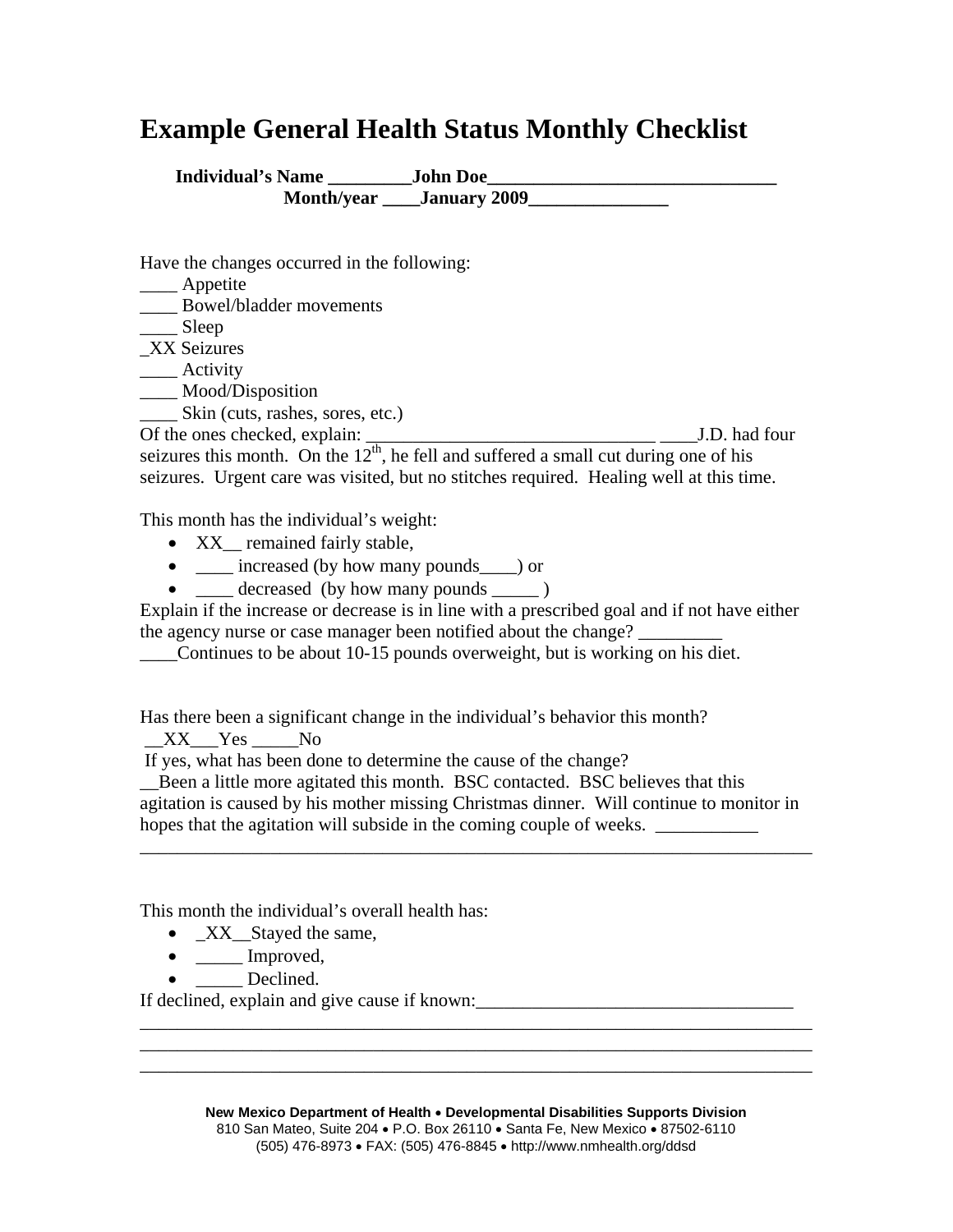# Example General Health Status Monthly Checklist

**Individual's Name _________John Doe_______________________________**
**Month/year ____January 2009_______________**

Have the changes occurred in the following:
____ Appetite
____ Bowel/bladder movements
____ Sleep
_XX Seizures
____ Activity
____ Mood/Disposition
____ Skin (cuts, rashes, sores, etc.)
Of the ones checked, explain: _______________________________ ____J.D. had four seizures this month. On the 12th, he fell and suffered a small cut during one of his seizures. Urgent care was visited, but no stitches required. Healing well at this time.

This month has the individual's weight:

- XX__ remained fairly stable,
- ____ increased (by how many pounds____) or
- ____ decreased (by how many pounds _____ )

Explain if the increase or decrease is in line with a prescribed goal and if not have either the agency nurse or case manager been notified about the change? _________
____Continues to be about 10-15 pounds overweight, but is working on his diet.

Has there been a significant change in the individual's behavior this month?
__XX___Yes _____No
If yes, what has been done to determine the cause of the change?
__Been a little more agitated this month. BSC contacted. BSC believes that this agitation is caused by his mother missing Christmas dinner. Will continue to monitor in hopes that the agitation will subside in the coming couple of weeks. ___________
___________________________________________________________________________

This month the individual's overall health has:

- _XX__Stayed the same,
- _____ Improved,
- _____ Declined.

If declined, explain and give cause if known:__________________________________
___________________________________________________________________________
___________________________________________________________________________
___________________________________________________________________________

**New Mexico Department of Health • Developmental Disabilities Supports Division**
810 San Mateo, Suite 204 • P.O. Box 26110 • Santa Fe, New Mexico • 87502-6110
(505) 476-8973 • FAX: (505) 476-8845 • http://www.nmhealth.org/ddsd